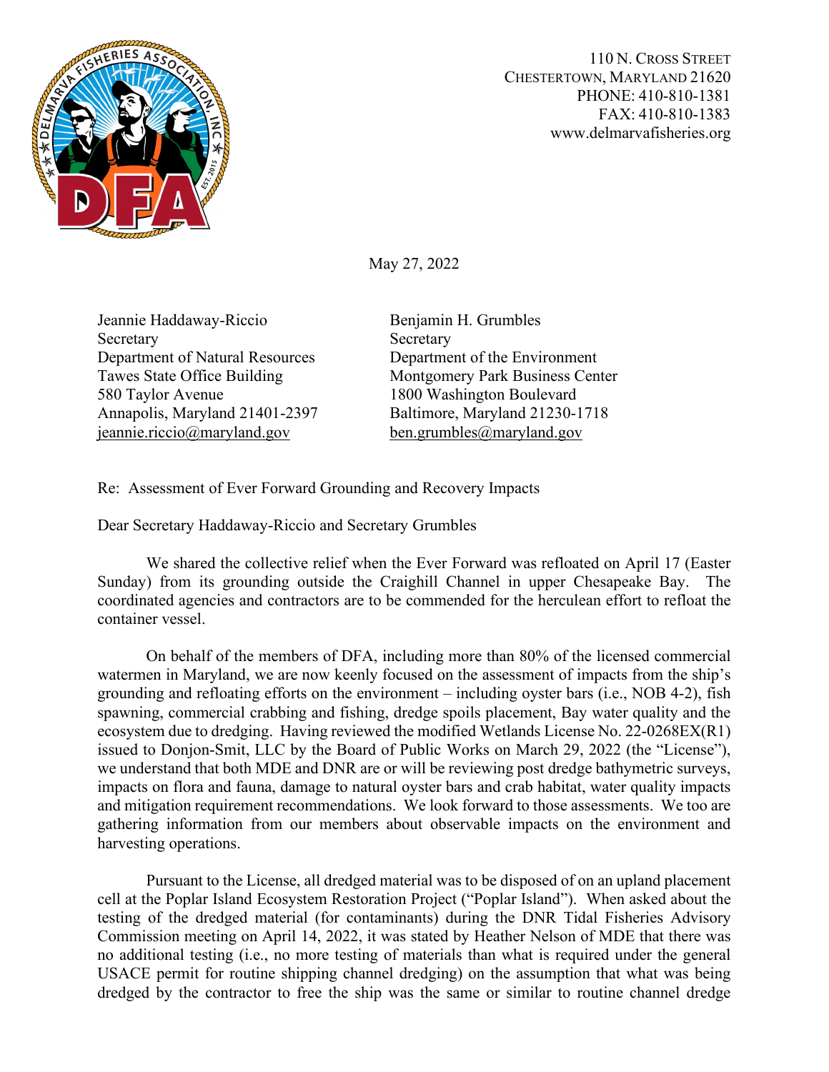110 N. Cross Street
Chestertown, Maryland 21620
PHONE: 410-810-1381
FAX: 410-810-1383
www.delmarvafisheries.org

May 27, 2022

Jeannie Haddaway-Riccio
Secretary
Department of Natural Resources
Tawes State Office Building
580 Taylor Avenue
Annapolis, Maryland 21401-2397
jeannie.riccio@maryland.gov

Benjamin H. Grumbles
Secretary
Department of the Environment
Montgomery Park Business Center
1800 Washington Boulevard
Baltimore, Maryland 21230-1718
ben.grumbles@maryland.gov

Re: Assessment of Ever Forward Grounding and Recovery Impacts

Dear Secretary Haddaway-Riccio and Secretary Grumbles

We shared the collective relief when the Ever Forward was refloated on April 17 (Easter Sunday) from its grounding outside the Craighill Channel in upper Chesapeake Bay. The coordinated agencies and contractors are to be commended for the herculean effort to refloat the container vessel.

On behalf of the members of DFA, including more than 80% of the licensed commercial watermen in Maryland, we are now keenly focused on the assessment of impacts from the ship's grounding and refloating efforts on the environment – including oyster bars (i.e., NOB 4-2), fish spawning, commercial crabbing and fishing, dredge spoils placement, Bay water quality and the ecosystem due to dredging. Having reviewed the modified Wetlands License No. 22-0268EX(R1) issued to Donjon-Smit, LLC by the Board of Public Works on March 29, 2022 (the "License"), we understand that both MDE and DNR are or will be reviewing post dredge bathymetric surveys, impacts on flora and fauna, damage to natural oyster bars and crab habitat, water quality impacts and mitigation requirement recommendations. We look forward to those assessments. We too are gathering information from our members about observable impacts on the environment and harvesting operations.

Pursuant to the License, all dredged material was to be disposed of on an upland placement cell at the Poplar Island Ecosystem Restoration Project ("Poplar Island"). When asked about the testing of the dredged material (for contaminants) during the DNR Tidal Fisheries Advisory Commission meeting on April 14, 2022, it was stated by Heather Nelson of MDE that there was no additional testing (i.e., no more testing of materials than what is required under the general USACE permit for routine shipping channel dredging) on the assumption that what was being dredged by the contractor to free the ship was the same or similar to routine channel dredge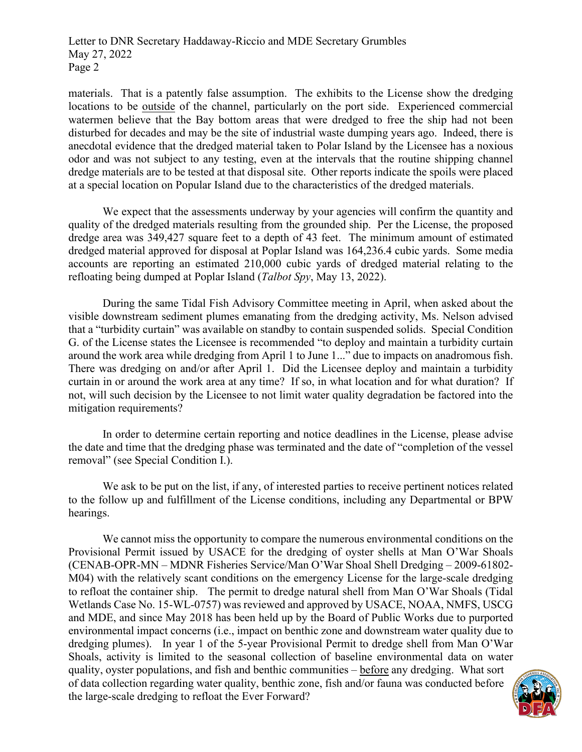materials. That is a patently false assumption. The exhibits to the License show the dredging locations to be <u>outside</u> of the channel, particularly on the port side. Experienced commercial watermen believe that the Bay bottom areas that were dredged to free the ship had not been disturbed for decades and may be the site of industrial waste dumping years ago. Indeed, there is anecdotal evidence that the dredged material taken to Polar Island by the Licensee has a noxious odor and was not subject to any testing, even at the intervals that the routine shipping channel dredge materials are to be tested at that disposal site. Other reports indicate the spoils were placed at a special location on Popular Island due to the characteristics of the dredged materials.

We expect that the assessments underway by your agencies will confirm the quantity and quality of the dredged materials resulting from the grounded ship. Per the License, the proposed dredge area was 349,427 square feet to a depth of 43 feet. The minimum amount of estimated dredged material approved for disposal at Poplar Island was 164,236.4 cubic yards. Some media accounts are reporting an estimated 210,000 cubic yards of dredged material relating to the refloating being dumped at Poplar Island (*Talbot Spy*, May 13, 2022).

During the same Tidal Fish Advisory Committee meeting in April, when asked about the visible downstream sediment plumes emanating from the dredging activity, Ms. Nelson advised that a "turbidity curtain" was available on standby to contain suspended solids. Special Condition G. of the License states the Licensee is recommended "to deploy and maintain a turbidity curtain around the work area while dredging from April 1 to June 1..." due to impacts on anadromous fish. There was dredging on and/or after April 1. Did the Licensee deploy and maintain a turbidity curtain in or around the work area at any time? If so, in what location and for what duration? If not, will such decision by the Licensee to not limit water quality degradation be factored into the mitigation requirements?

In order to determine certain reporting and notice deadlines in the License, please advise the date and time that the dredging phase was terminated and the date of "completion of the vessel removal" (see Special Condition I.).

We ask to be put on the list, if any, of interested parties to receive pertinent notices related to the follow up and fulfillment of the License conditions, including any Departmental or BPW hearings.

We cannot miss the opportunity to compare the numerous environmental conditions on the Provisional Permit issued by USACE for the dredging of oyster shells at Man O'War Shoals (CENAB-OPR-MN – MDNR Fisheries Service/Man O'War Shoal Shell Dredging – 2009-61802-M04) with the relatively scant conditions on the emergency License for the large-scale dredging to refloat the container ship. The permit to dredge natural shell from Man O'War Shoals (Tidal Wetlands Case No. 15-WL-0757) was reviewed and approved by USACE, NOAA, NMFS, USCG and MDE, and since May 2018 has been held up by the Board of Public Works due to purported environmental impact concerns (i.e., impact on benthic zone and downstream water quality due to dredging plumes). In year 1 of the 5-year Provisional Permit to dredge shell from Man O'War Shoals, activity is limited to the seasonal collection of baseline environmental data on water quality, oyster populations, and fish and benthic communities – <u>before</u> any dredging. What sort of data collection regarding water quality, benthic zone, fish and/or fauna was conducted before the large-scale dredging to refloat the Ever Forward?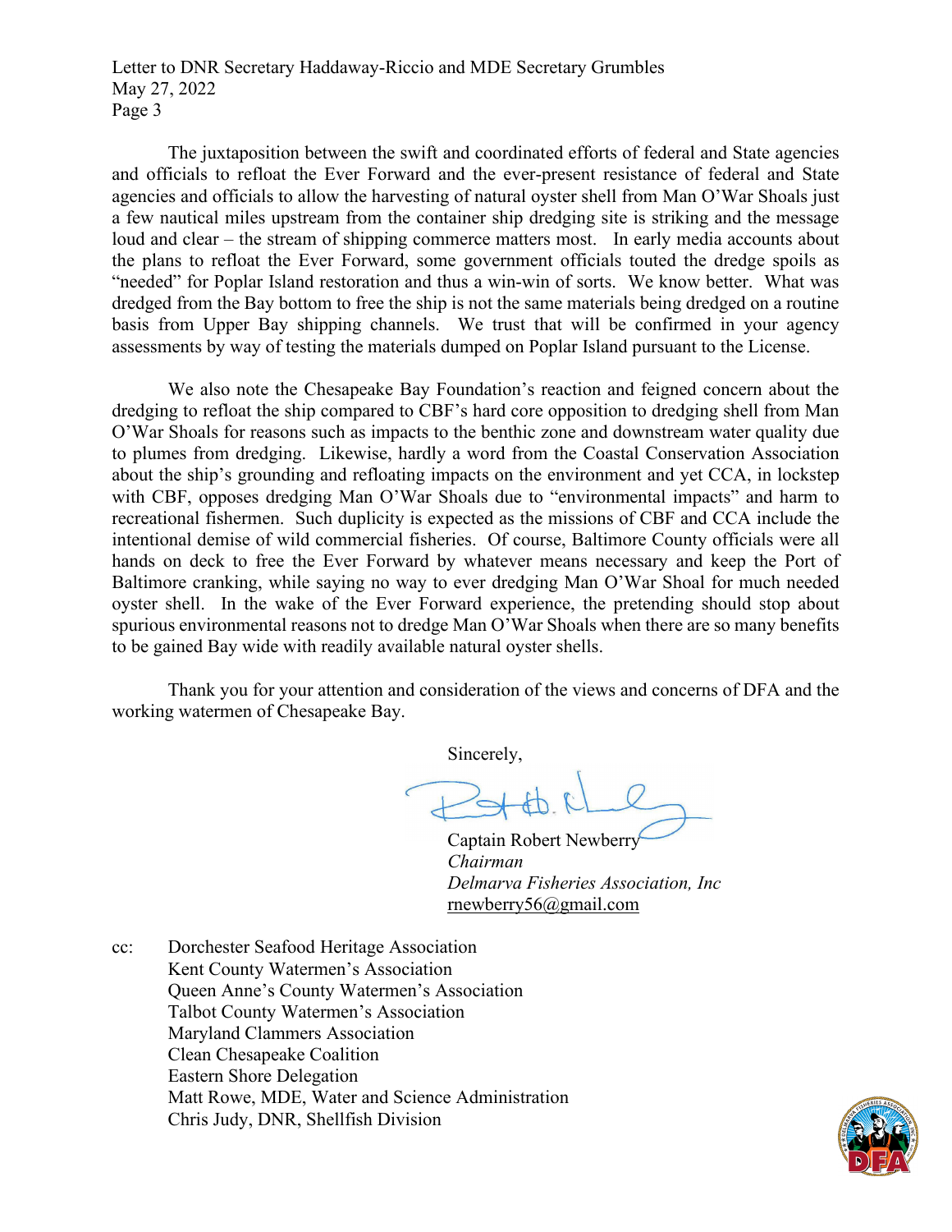The juxtaposition between the swift and coordinated efforts of federal and State agencies and officials to refloat the Ever Forward and the ever-present resistance of federal and State agencies and officials to allow the harvesting of natural oyster shell from Man O'War Shoals just a few nautical miles upstream from the container ship dredging site is striking and the message loud and clear – the stream of shipping commerce matters most. In early media accounts about the plans to refloat the Ever Forward, some government officials touted the dredge spoils as "needed" for Poplar Island restoration and thus a win-win of sorts. We know better. What was dredged from the Bay bottom to free the ship is not the same materials being dredged on a routine basis from Upper Bay shipping channels. We trust that will be confirmed in your agency assessments by way of testing the materials dumped on Poplar Island pursuant to the License.

We also note the Chesapeake Bay Foundation's reaction and feigned concern about the dredging to refloat the ship compared to CBF's hard core opposition to dredging shell from Man O'War Shoals for reasons such as impacts to the benthic zone and downstream water quality due to plumes from dredging. Likewise, hardly a word from the Coastal Conservation Association about the ship's grounding and refloating impacts on the environment and yet CCA, in lockstep with CBF, opposes dredging Man O'War Shoals due to "environmental impacts" and harm to recreational fishermen. Such duplicity is expected as the missions of CBF and CCA include the intentional demise of wild commercial fisheries. Of course, Baltimore County officials were all hands on deck to free the Ever Forward by whatever means necessary and keep the Port of Baltimore cranking, while saying no way to ever dredging Man O'War Shoal for much needed oyster shell. In the wake of the Ever Forward experience, the pretending should stop about spurious environmental reasons not to dredge Man O'War Shoals when there are so many benefits to be gained Bay wide with readily available natural oyster shells.

Thank you for your attention and consideration of the views and concerns of DFA and the working watermen of Chesapeake Bay.

Sincerely,

Captain Robert Newberry
*Chairman*
*Delmarva Fisheries Association, Inc*
rnewberry56@gmail.com

cc: Dorchester Seafood Heritage Association
Kent County Watermen's Association
Queen Anne's County Watermen's Association
Talbot County Watermen's Association
Maryland Clammers Association
Clean Chesapeake Coalition
Eastern Shore Delegation
Matt Rowe, MDE, Water and Science Administration
Chris Judy, DNR, Shellfish Division